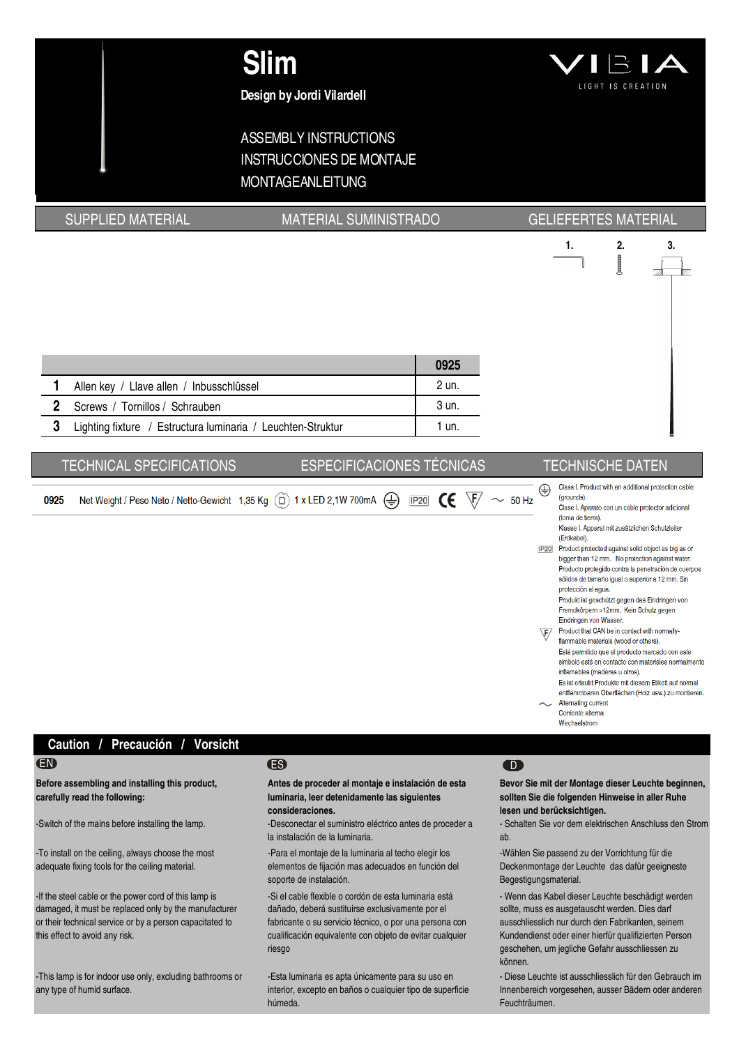# Slim

**Design by Jordi Vilardell**

VIBIA
LIGHT IS CREATION

ASSEMBLY INSTRUCTIONS
INSTRUCCIONES DE MONTAJE
MONTAGEANLEITUNG

## SUPPLIED MATERIAL / MATERIAL SUMINISTRADO / GELIEFERTES MATERIAL

1. 2. 3.

| | | 0925 |
|---|---|---|
| 1 | Allen key / Llave allen / Inbusschlüssel | 2 un. |
| 2 | Screws / Tornillos / Schrauben | 3 un. |
| 3 | Lighting fixture / Estructura luminaria / Leuchten-Struktur | 1 un. |

## TECHNICAL SPECIFICATIONS / ESPECIFICACIONES TÉCNICAS / TECHNISCHE DATEN

| | | | | | | | | |
|---|---|---|---|---|---|---|---|---|
| 0925 | Net Weight / Peso Neto / Netto-Gewicht | 1,35 Kg | 1 x LED 2,1W 700mA | ⏚ | IP20 | CE | F | ~ 50 Hz |

⏚ Class I. Product with an additional protection cable (grounds).
Clase I. Aparato con un cable protector adicional (toma de tierra).
Klasse I. Apparat mit zusätzlichen Schutzleiter (Erdkabel).

IP20 Product protected against solid object as big as or bigger than 12 mm. No protection against water.
Producto protegido contra la penetración de cuerpos sólidos de tamaño igual o superior a 12 mm. Sin protección al agua.
Produkt ist geschützt gegen das Eindringen von Fremdkörpern >12mm. Kein Schutz gegen Eindringen von Wasser.

F Product that CAN be in contact with normally-flammable materials (wood or others).
Está permitido que el producto marcado con este símbolo esté en contacto con materiales normalmente inflamables (maderas u otros).
Es ist erlaubt Produkte mit diesem Etikett auf normal entflammbaren Oberflächen (Holz usw.) zu montieren.

~ Alternating current
Corriente alterna
Wechselstrom

## Caution / Precaución / Vorsicht

**EN**

**Before assembling and installing this product, carefully read the following:**

-Switch of the mains before installing the lamp.

-To install on the ceiling, always choose the most adequate fixing tools for the ceiling material.

-If the steel cable or the power cord of this lamp is damaged, it must be replaced only by the manufacturer or their technical service or by a person capacitated to this effect to avoid any risk.

-This lamp is for indoor use only, excluding bathrooms or any type of humid surface.

**ES**

**Antes de proceder al montaje e instalación de esta luminaria, leer detenidamente las siguientes consideraciones.**

-Desconectar el suministro eléctrico antes de proceder a la instalación de la luminaria.

-Para el montaje de la luminaria al techo elegir los elementos de fijación mas adecuados en función del soporte de instalación.

-Si el cable flexible o cordón de esta luminaria está dañado, deberá sustituirse exclusivamente por el fabricante o su servicio técnico, o por una persona con cualificación equivalente con objeto de evitar cualquier riesgo

-Esta luminaria es apta únicamente para su uso en interior, excepto en baños o cualquier tipo de superficie húmeda.

**D**

**Bevor Sie mit der Montage dieser Leuchte beginnen, sollten Sie die folgenden Hinweise in aller Ruhe lesen und berücksichtigen.**

- Schalten Sie vor dem elektrischen Anschluss den Strom ab.

-Wählen Sie passend zu der Vorrichtung für die Deckenmontage der Leuchte das dafür geeignete Begestigungsmaterial.

- Wenn das Kabel dieser Leuchte beschädigt werden sollte, muss es ausgetauscht werden. Dies darf ausschliesslich nur durch den Fabrikanten, seinem Kundendienst oder einer hierfür qualifizierten Person geschehen, um jegliche Gefahr ausschliessen zu können.

- Diese Leuchte ist ausschliesslich für den Gebrauch im Innenbereich vorgesehen, ausser Bädern oder anderen Feuchträumen.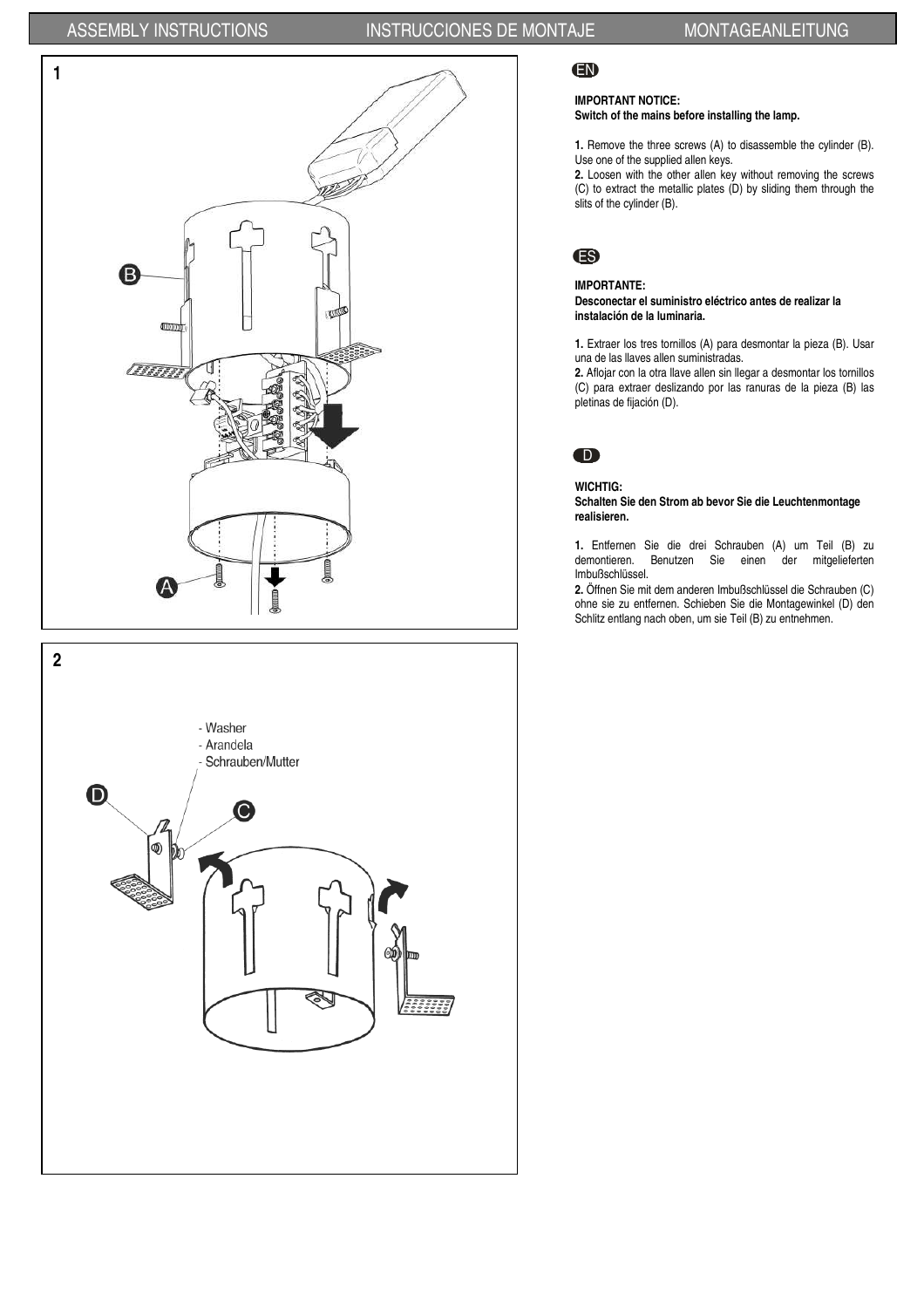ASSEMBLY INSTRUCTIONS | INSTRUCCIONES DE MONTAJE | MONTAGEANLEITUNG

1

2

- Washer
- Arandela
- Schrauben/Mutter

## EN

**IMPORTANT NOTICE:**
**Switch of the mains before installing the lamp.**

**1.** Remove the three screws (A) to disassemble the cylinder (B). Use one of the supplied allen keys.
**2.** Loosen with the other allen key without removing the screws (C) to extract the metallic plates (D) by sliding them through the slits of the cylinder (B).

## ES

**IMPORTANTE:**
**Desconectar el suministro eléctrico antes de realizar la instalación de la luminaria.**

**1.** Extraer los tres tornillos (A) para desmontar la pieza (B). Usar una de las llaves allen suministradas.
**2.** Aflojar con la otra llave allen sin llegar a desmontar los tornillos (C) para extraer deslizando por las ranuras de la pieza (B) las pletinas de fijación (D).

## D

**WICHTIG:**
**Schalten Sie den Strom ab bevor Sie die Leuchtenmontage realisieren.**

**1.** Entfernen Sie die drei Schrauben (A) um Teil (B) zu demontieren. Benutzen Sie einen der mitgelieferten Imbußschlüssel.
**2.** Öffnen Sie mit dem anderen Imbußschlüssel die Schrauben (C) ohne sie zu entfernen. Schieben Sie die Montagewinkel (D) den Schlitz entlang nach oben, um sie Teil (B) zu entnehmen.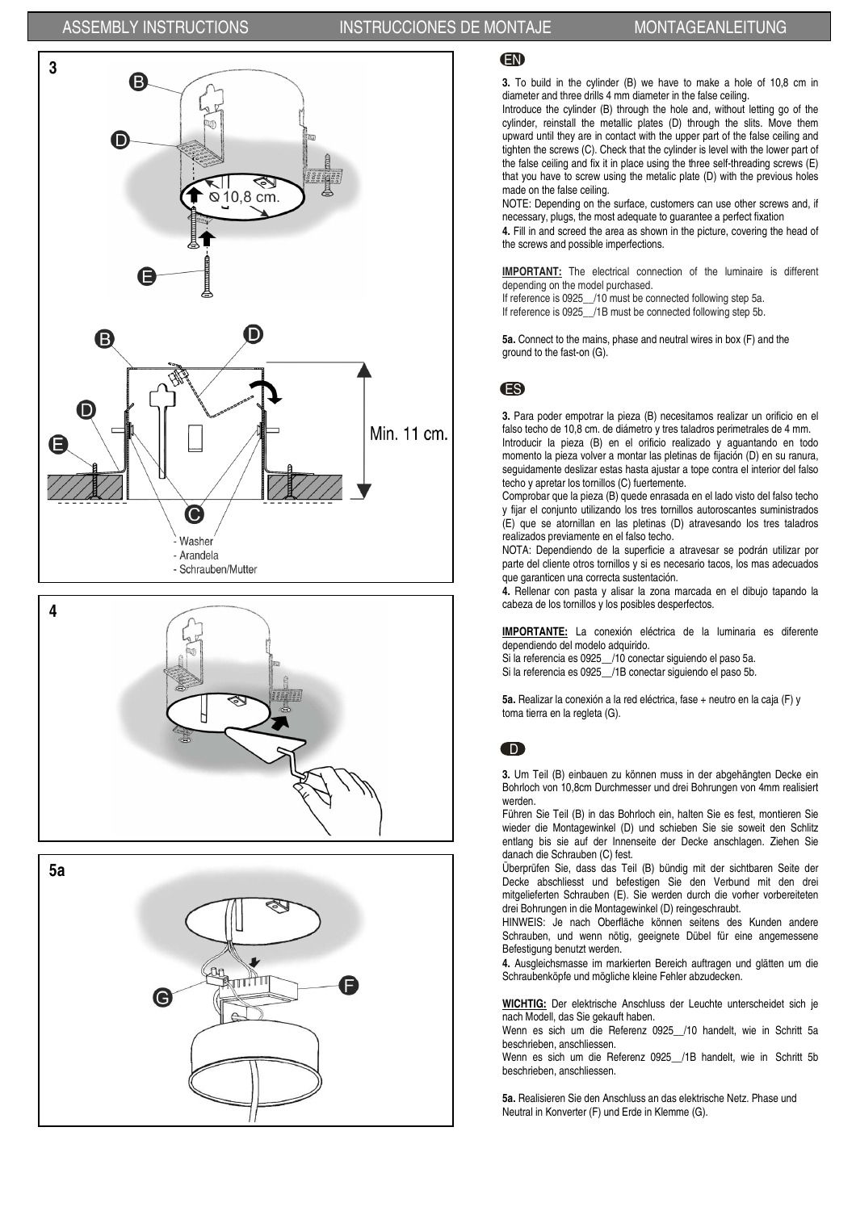## EN

**3.** To build in the cylinder (B) we have to make a hole of 10,8 cm in diameter and three drills 4 mm diameter in the false ceiling.

Introduce the cylinder (B) through the hole and, without letting go of the cylinder, reinstall the metallic plates (D) through the slits. Move them upward until they are in contact with the upper part of the false ceiling and tighten the screws (C). Check that the cylinder is level with the lower part of the false ceiling and fix it in place using the three self-threading screws (E) that you have to screw using the metalic plate (D) with the previous holes made on the false ceiling.

NOTE: Depending on the surface, customers can use other screws and, if necessary, plugs, the most adequate to guarantee a perfect fixation

**4.** Fill in and screed the area as shown in the picture, covering the head of the screws and possible imperfections.

**IMPORTANT:** The electrical connection of the luminaire is different depending on the model purchased.

If reference is 0925__/10 must be connected following step 5a.

If reference is 0925__/1B must be connected following step 5b.

**5a.** Connect to the mains, phase and neutral wires in box (F) and the ground to the fast-on (G).

## ES

**3.** Para poder empotrar la pieza (B) necesitamos realizar un orificio en el falso techo de 10,8 cm. de diámetro y tres taladros perimetrales de 4 mm.

Introducir la pieza (B) en el orificio realizado y aguantando en todo momento la pieza volver a montar las pletinas de fijación (D) en su ranura, seguidamente deslizar estas hasta ajustar a tope contra el interior del falso techo y apretar los tornillos (C) fuertemente.

Comprobar que la pieza (B) quede enrasada en el lado visto del falso techo y fijar el conjunto utilizando los tres tornillos autoroscantes suministrados (E) que se atornillan en las pletinas (D) atravesando los tres taladros realizados previamente en el falso techo.

NOTA: Dependiendo de la superficie a atravesar se podrán utilizar por parte del cliente otros tornillos y si es necesario tacos, los mas adecuados que garanticen una correcta sustentación.

**4.** Rellenar con pasta y alisar la zona marcada en el dibujo tapando la cabeza de los tornillos y los posibles desperfectos.

**IMPORTANTE:** La conexión eléctrica de la luminaria es diferente dependiendo del modelo adquirido.

Si la referencia es 0925__/10 conectar siguiendo el paso 5a.

Si la referencia es 0925__/1B conectar siguiendo el paso 5b.

**5a.** Realizar la conexión a la red eléctrica, fase + neutro en la caja (F) y toma tierra en la regleta (G).

## D

**3.** Um Teil (B) einbauen zu können muss in der abgehängten Decke ein Bohrloch von 10,8cm Durchmesser und drei Bohrungen von 4mm realisiert werden.

Führen Sie Teil (B) in das Bohrloch ein, halten Sie es fest, montieren Sie wieder die Montagewinkel (D) und schieben Sie sie soweit den Schlitz entlang bis sie auf der Innenseite der Decke anschlagen. Ziehen Sie danach die Schrauben (C) fest.

Überprüfen Sie, dass das Teil (B) bündig mit der sichtbaren Seite der Decke abschliesst und befestigen Sie den Verbund mit den drei mitgelieferten Schrauben (E). Sie werden durch die vorher vorbereiteten drei Bohrungen in die Montagewinkel (D) reingeschraubt.

HINWEIS: Je nach Oberfläche können seitens des Kunden andere Schrauben, und wenn nötig, geeignete Dübel für eine angemessene Befestigung benutzt werden.

**4.** Ausgleichsmasse im markierten Bereich auftragen und glätten um die Schraubenköpfe und mögliche kleine Fehler abzudecken.

**WICHTIG:** Der elektrische Anschluss der Leuchte unterscheidet sich je nach Modell, das Sie gekauft haben.

Wenn es sich um die Referenz 0925__/10 handelt, wie in Schritt 5a beschrieben, anschliessen.

Wenn es sich um die Referenz 0925__/1B handelt, wie in Schritt 5b beschrieben, anschliessen.

**5a.** Realisieren Sie den Anschluss an das elektrische Netz. Phase und Neutral in Konverter (F) und Erde in Klemme (G).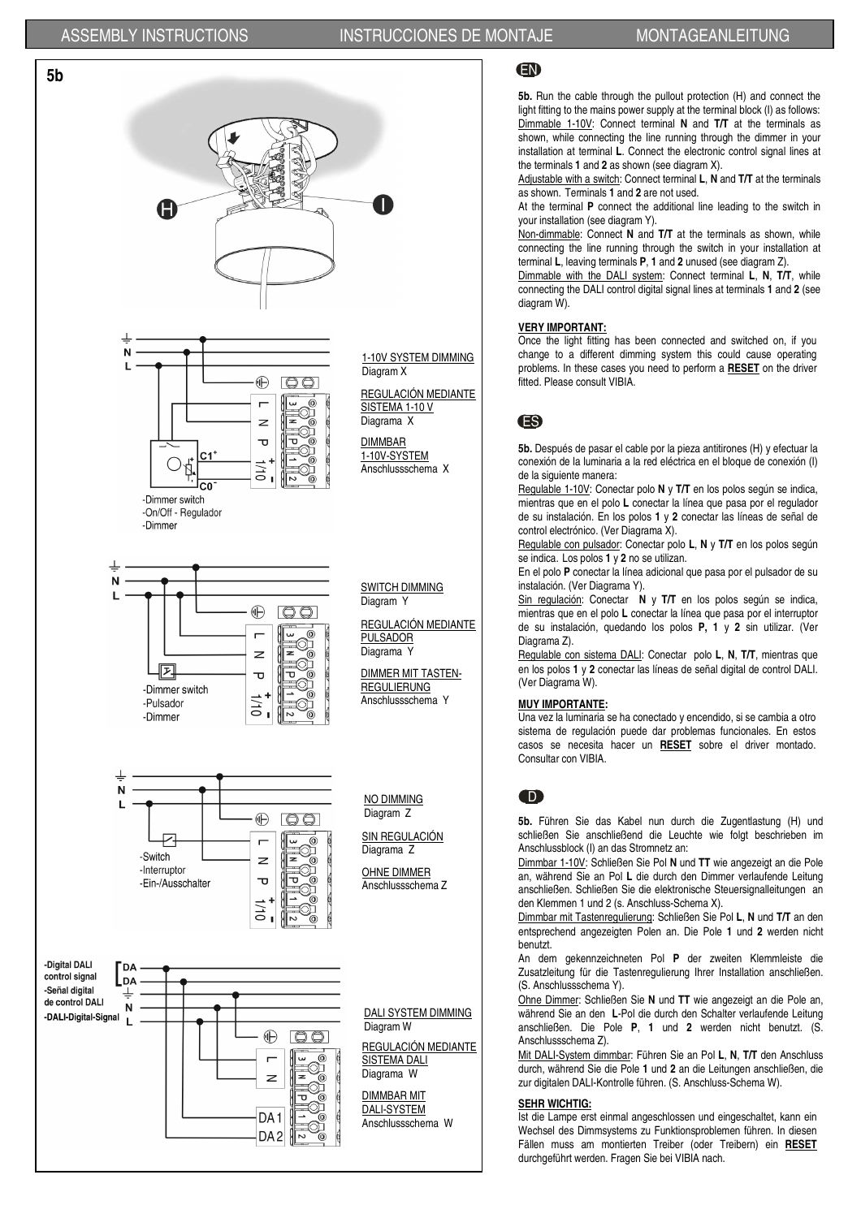ASSEMBLY INSTRUCTIONS — INSTRUCCIONES DE MONTAJE — MONTAGEANLEITUNG

**5b**

1-10V SYSTEM DIMMING
Diagram X

REGULACIÓN MEDIANTE SISTEMA 1-10 V
Diagrama X

DIMMBAR 1-10V-SYSTEM
Anschlussschema X

-Dimmer switch
-On/Off - Regulador
-Dimmer

SWITCH DIMMING
Diagram Y

REGULACIÓN MEDIANTE PULSADOR
Diagrama Y

DIMMER MIT TASTEN-REGULIERUNG
Anschlussschema Y

-Dimmer switch
-Pulsador
-Dimmer

NO DIMMING
Diagram Z

SIN REGULACIÓN
Diagrama Z

OHNE DIMMER
Anschlussschema Z

-Switch
-Interruptor
-Ein-/Ausschalter

-Digital DALI control signal
-Señal digital de control DALI
-DALI-Digital-Signal

DALI SYSTEM DIMMING
Diagram W

REGULACIÓN MEDIANTE SISTEMA DALI
Diagrama W

DIMMBAR MIT DALI-SYSTEM
Anschlussschema W

## EN

**5b.** Run the cable through the pullout protection (H) and connect the light fitting to the mains power supply at the terminal block (I) as follows:
Dimmable 1-10V: Connect terminal **N** and **T/T** at the terminals as shown, while connecting the line running through the dimmer in your installation at terminal **L**. Connect the electronic control signal lines at the terminals **1** and **2** as shown (see diagram X).
Adjustable with a switch: Connect terminal **L**, **N** and **T/T** at the terminals as shown. Terminals **1** and **2** are not used.
At the terminal **P** connect the additional line leading to the switch in your installation (see diagram Y).
Non-dimmable: Connect **N** and **T/T** at the terminals as shown, while connecting the line running through the switch in your installation at terminal **L**, leaving terminals **P**, **1** and **2** unused (see diagram Z).
Dimmable with the DALI system: Connect terminal **L**, **N**, **T/T**, while connecting the DALI control digital signal lines at terminals **1** and **2** (see diagram W).

**VERY IMPORTANT:**
Once the light fitting has been connected and switched on, if you change to a different dimming system this could cause operating problems. In these cases you need to perform a **RESET** on the driver fitted. Please consult VIBIA.

## ES

**5b.** Después de pasar el cable por la pieza antitirones (H) y efectuar la conexión de la luminaria a la red eléctrica en el bloque de conexión (I) de la siguiente manera:
Regulable 1-10V: Conectar polo **N** y **T/T** en los polos según se indica, mientras que en el polo **L** conectar la línea que pasa por el regulador de su instalación. En los polos **1** y **2** conectar las líneas de señal de control electrónico. (Ver Diagrama X).
Regulable con pulsador: Conectar polo **L**, **N** y **T/T** en los polos según se indica. Los polos **1** y **2** no se utilizan.
En el polo **P** conectar la línea adicional que pasa por el pulsador de su instalación. (Ver Diagrama Y).
Sin regulación: Conectar **N** y **T/T** en los polos según se indica, mientras que en el polo **L** conectar la línea que pasa por el interruptor de su instalación, quedando los polos **P, 1** y **2** sin utilizar. (Ver Diagrama Z).
Regulable con sistema DALI: Conectar polo **L**, **N**, **T/T**, mientras que en los polos **1** y **2** conectar las líneas de señal digital de control DALI. (Ver Diagrama W).

**MUY IMPORTANTE:**
Una vez la luminaria se ha conectado y encendido, si se cambia a otro sistema de regulación puede dar problemas funcionales. En estos casos se necesita hacer un **RESET** sobre el driver montado. Consultar con VIBIA.

## D

**5b.** Führen Sie das Kabel nun durch die Zugentlastung (H) und schließen Sie anschließend die Leuchte wie folgt beschrieben im Anschlussblock (I) an das Stromnetz an:
Dimmbar 1-10V: Schließen Sie Pol **N** und **TT** wie angezeigt an die Pole an, während Sie an Pol **L** die durch den Dimmer verlaufende Leitung anschließen. Schließen Sie die elektronische Steuersignalleitungen an den Klemmen 1 und 2 (s. Anschluss-Schema X).
Dimmbar mit Tastenregulierung: Schließen Sie Pol **L**, **N** und **T/T** an den entsprechend angezeigten Polen an. Die Pole **1** und **2** werden nicht benutzt.
An dem gekennzeichneten Pol **P** der zweiten Klemmleiste die Zusatzleitung für die Tastenregulierung Ihrer Installation anschließen. (S. Anschlussschema Y).
Ohne Dimmer: Schließen Sie **N** und **TT** wie angezeigt an die Pole an, während Sie an den **L**-Pol die durch den Schalter verlaufende Leitung anschließen. Die Pole **P**, **1** und **2** werden nicht benutzt. (S. Anschlussschema Z).
Mit DALI-System dimmbar: Führen Sie an Pol **L**, **N**, **T/T** den Anschluss durch, während Sie die Pole **1** und **2** an die Leitungen anschließen, die zur digitalen DALI-Kontrolle führen. (S. Anschluss-Schema W).

**SEHR WICHTIG:**
Ist die Lampe erst einmal angeschlossen und eingeschaltet, kann ein Wechsel des Dimmsystems zu Funktionsproblemen führen. In diesen Fällen muss am montierten Treiber (oder Treibern) ein **RESET** durchgeführt werden. Fragen Sie bei VIBIA nach.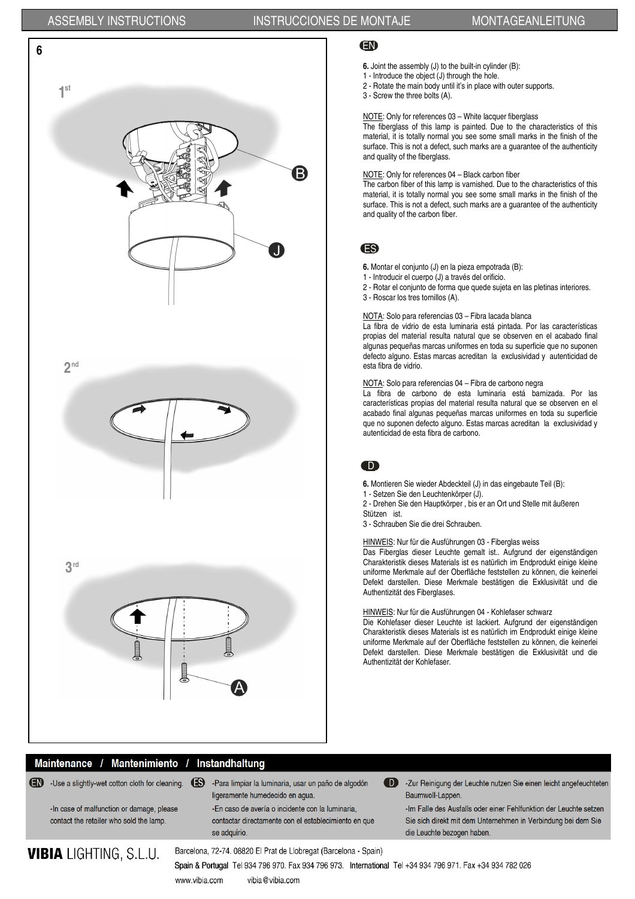ASSEMBLY INSTRUCTIONS | INSTRUCCIONES DE MONTAJE | MONTAGEANLEITUNG

6

1st

B

J

2nd

3rd

A

## EN

**6.** Joint the assembly (J) to the built-in cylinder (B):
1 - Introduce the object (J) through the hole.
2 - Rotate the main body until it's in place with outer supports.
3 - Screw the three bolts (A).

NOTE: Only for references 03 – White lacquer fiberglass
The fiberglass of this lamp is painted. Due to the characteristics of this material, it is totally normal you see some small marks in the finish of the surface. This is not a defect, such marks are a guarantee of the authenticity and quality of the fiberglass.

NOTE: Only for references 04 – Black carbon fiber
The carbon fiber of this lamp is varnished. Due to the characteristics of this material, it is totally normal you see some small marks in the finish of the surface. This is not a defect, such marks are a guarantee of the authenticity and quality of the carbon fiber.

## ES

**6.** Montar el conjunto (J) en la pieza empotrada (B):
1 - Introducir el cuerpo (J) a través del orificio.
2 - Rotar el conjunto de forma que quede sujeta en las pletinas interiores.
3 - Roscar los tres tornillos (A).

NOTA: Solo para referencias 03 – Fibra lacada blanca
La fibra de vidrio de esta luminaria está pintada. Por las características propias del material resulta natural que se observen en el acabado final algunas pequeñas marcas uniformes en toda su superficie que no suponen defecto alguno. Estas marcas acreditan la exclusividad y autenticidad de esta fibra de vidrio.

NOTA: Solo para referencias 04 – Fibra de carbono negra
La fibra de carbono de esta luminaria está barnizada. Por las características propias del material resulta natural que se observen en el acabado final algunas pequeñas marcas uniformes en toda su superficie que no suponen defecto alguno. Estas marcas acreditan la exclusividad y autenticidad de esta fibra de carbono.

## D

**6.** Montieren Sie wieder Abdeckteil (J) in das eingebaute Teil (B):
1 - Setzen Sie den Leuchtenkörper (J).
2 - Drehen Sie den Hauptkörper , bis er an Ort und Stelle mit äußeren Stützen ist.
3 - Schrauben Sie die drei Schrauben.

HINWEIS: Nur für die Ausführungen 03 - Fiberglas weiss
Das Fiberglas dieser Leuchte gemalt ist.. Aufgrund der eigenständigen Charakteristik dieses Materials ist es natürlich im Endprodukt einige kleine uniforme Merkmale auf der Oberfläche feststellen zu können, die keinerlei Defekt darstellen. Diese Merkmale bestätigen die Exklusivität und die Authentizität des Fiberglases.

HINWEIS: Nur für die Ausführungen 04 - Kohlefaser schwarz
Die Kohlefaser dieser Leuchte ist lackiert. Aufgrund der eigenständigen Charakteristik dieses Materials ist es natürlich im Endprodukt einige kleine uniforme Merkmale auf der Oberfläche feststellen zu können, die keinerlei Defekt darstellen. Diese Merkmale bestätigen die Exklusivität und die Authentizität der Kohlefaser.

## Maintenance / Mantenimiento / Instandhaltung

**EN**
-Use a slightly-wet cotton cloth for cleaning.
-In case of malfunction or damage, please contact the retailer who sold the lamp.

**ES**
-Para limpiar la luminaria, usar un paño de algodón ligeramente humedecido en agua.
-En caso de avería o incidente con la luminaria, contactar directamente con el establecimiento en que se adquirió.

**D**
-Zur Reinigung der Leuchte nutzen Sie einen leicht angefeuchteten Baumwoll-Lappen.
-Im Falle des Ausfalls oder einer Fehlfunktion der Leuchte setzen Sie sich direkt mit dem Unternehmen in Verbindung bei dem Sie die Leuchte bezogen haben.

**VIBIA** LIGHTING, S.L.U.
Barcelona, 72-74. 08820 El Prat de Llobregat (Barcelona - Spain)
Spain & Portugal Tel 934 796 970. Fax 934 796 973. International Tel +34 934 796 971. Fax +34 934 782 026
www.vibia.com vibia@vibia.com